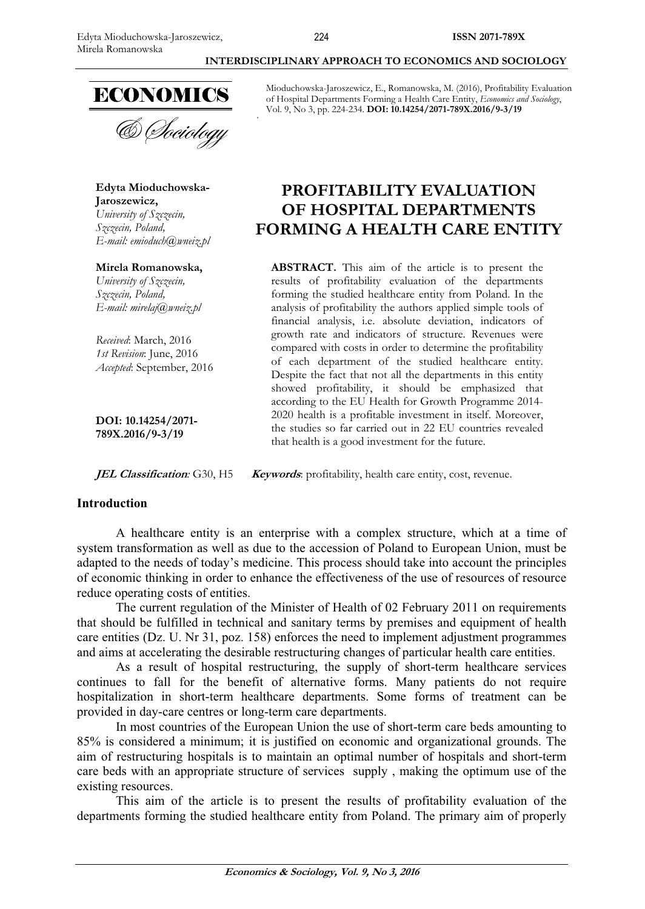Mioduchowska-Jaroszewicz, E., Romanowska, M. (2016), Profitability Evaluation of Hospital Departments Forming a Health Care Entity, *Economics and Sociology*, Vol. 9, No 3, pp. 224-234. **DOI: 10.14254/2071-789X.2016/9-3/19**

**Edyta Mioduchowska-Jaroszewicz,**
*University of Szczecin,*
*Szczecin, Poland,*
*E-mail: emioduch@wneiz.pl*

**Mirela Romanowska,**
*University of Szczecin,*
*Szczecin, Poland,*
*E-mail: mirelaj@wneiz.pl*

*Received*: March, 2016
*1st Revision*: June, 2016
*Accepted*: September, 2016

**DOI: 10.14254/2071-789X.2016/9-3/19**

# PROFITABILITY EVALUATION OF HOSPITAL DEPARTMENTS FORMING A HEALTH CARE ENTITY

**ABSTRACT.** This aim of the article is to present the results of profitability evaluation of the departments forming the studied healthcare entity from Poland. In the analysis of profitability the authors applied simple tools of financial analysis, i.e. absolute deviation, indicators of growth rate and indicators of structure. Revenues were compared with costs in order to determine the profitability of each department of the studied healthcare entity. Despite the fact that not all the departments in this entity showed profitability, it should be emphasized that according to the EU Health for Growth Programme 2014-2020 health is a profitable investment in itself. Moreover, the studies so far carried out in 22 EU countries revealed that health is a good investment for the future.

***JEL Classification*:** G30, H5 ***Keywords***: profitability, health care entity, cost, revenue.

## Introduction

A healthcare entity is an enterprise with a complex structure, which at a time of system transformation as well as due to the accession of Poland to European Union, must be adapted to the needs of today's medicine. This process should take into account the principles of economic thinking in order to enhance the effectiveness of the use of resources of resource reduce operating costs of entities.

The current regulation of the Minister of Health of 02 February 2011 on requirements that should be fulfilled in technical and sanitary terms by premises and equipment of health care entities (Dz. U. Nr 31, poz. 158) enforces the need to implement adjustment programmes and aims at accelerating the desirable restructuring changes of particular health care entities.

As a result of hospital restructuring, the supply of short-term healthcare services continues to fall for the benefit of alternative forms. Many patients do not require hospitalization in short-term healthcare departments. Some forms of treatment can be provided in day-care centres or long-term care departments.

In most countries of the European Union the use of short-term care beds amounting to 85% is considered a minimum; it is justified on economic and organizational grounds. The aim of restructuring hospitals is to maintain an optimal number of hospitals and short-term care beds with an appropriate structure of services supply , making the optimum use of the existing resources.

This aim of the article is to present the results of profitability evaluation of the departments forming the studied healthcare entity from Poland. The primary aim of properly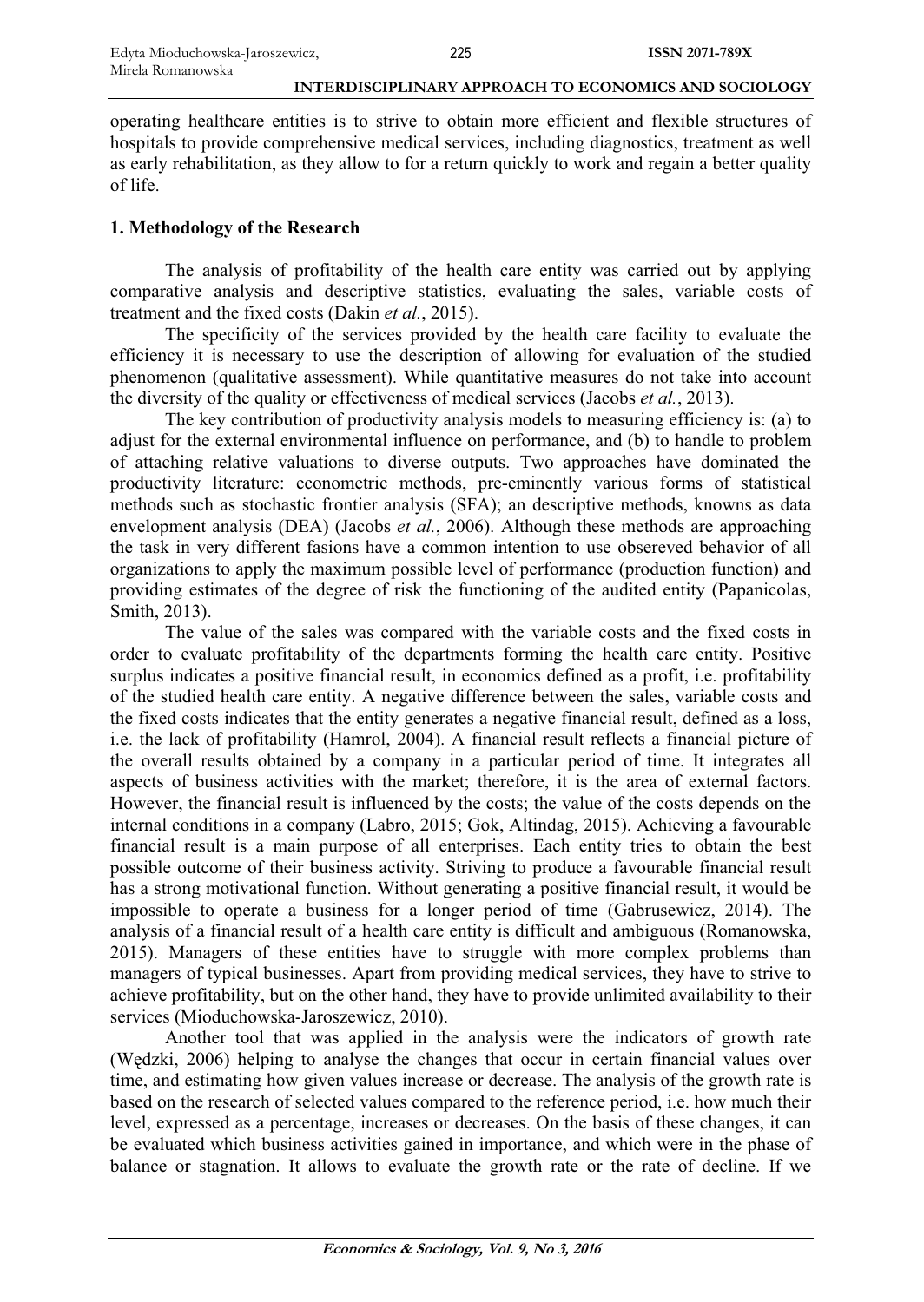operating healthcare entities is to strive to obtain more efficient and flexible structures of hospitals to provide comprehensive medical services, including diagnostics, treatment as well as early rehabilitation, as they allow to for a return quickly to work and regain a better quality of life.

## 1. Methodology of the Research

The analysis of profitability of the health care entity was carried out by applying comparative analysis and descriptive statistics, evaluating the sales, variable costs of treatment and the fixed costs (Dakin *et al.*, 2015).

The specificity of the services provided by the health care facility to evaluate the efficiency it is necessary to use the description of allowing for evaluation of the studied phenomenon (qualitative assessment). While quantitative measures do not take into account the diversity of the quality or effectiveness of medical services (Jacobs *et al.*, 2013).

The key contribution of productivity analysis models to measuring efficiency is: (a) to adjust for the external environmental influence on performance, and (b) to handle to problem of attaching relative valuations to diverse outputs. Two approaches have dominated the productivity literature: econometric methods, pre-eminently various forms of statistical methods such as stochastic frontier analysis (SFA); an descriptive methods, knowns as data envelopment analysis (DEA) (Jacobs *et al.*, 2006). Although these methods are approaching the task in very different fasions have a common intention to use obsereved behavior of all organizations to apply the maximum possible level of performance (production function) and providing estimates of the degree of risk the functioning of the audited entity (Papanicolas, Smith, 2013).

The value of the sales was compared with the variable costs and the fixed costs in order to evaluate profitability of the departments forming the health care entity. Positive surplus indicates a positive financial result, in economics defined as a profit, i.e. profitability of the studied health care entity. A negative difference between the sales, variable costs and the fixed costs indicates that the entity generates a negative financial result, defined as a loss, i.e. the lack of profitability (Hamrol, 2004). A financial result reflects a financial picture of the overall results obtained by a company in a particular period of time. It integrates all aspects of business activities with the market; therefore, it is the area of external factors. However, the financial result is influenced by the costs; the value of the costs depends on the internal conditions in a company (Labro, 2015; Gok, Altindag, 2015). Achieving a favourable financial result is a main purpose of all enterprises. Each entity tries to obtain the best possible outcome of their business activity. Striving to produce a favourable financial result has a strong motivational function. Without generating a positive financial result, it would be impossible to operate a business for a longer period of time (Gabrusewicz, 2014). The analysis of a financial result of a health care entity is difficult and ambiguous (Romanowska, 2015). Managers of these entities have to struggle with more complex problems than managers of typical businesses. Apart from providing medical services, they have to strive to achieve profitability, but on the other hand, they have to provide unlimited availability to their services (Mioduchowska-Jaroszewicz, 2010).

Another tool that was applied in the analysis were the indicators of growth rate (Wędzki, 2006) helping to analyse the changes that occur in certain financial values over time, and estimating how given values increase or decrease. The analysis of the growth rate is based on the research of selected values compared to the reference period, i.e. how much their level, expressed as a percentage, increases or decreases. On the basis of these changes, it can be evaluated which business activities gained in importance, and which were in the phase of balance or stagnation. It allows to evaluate the growth rate or the rate of decline. If we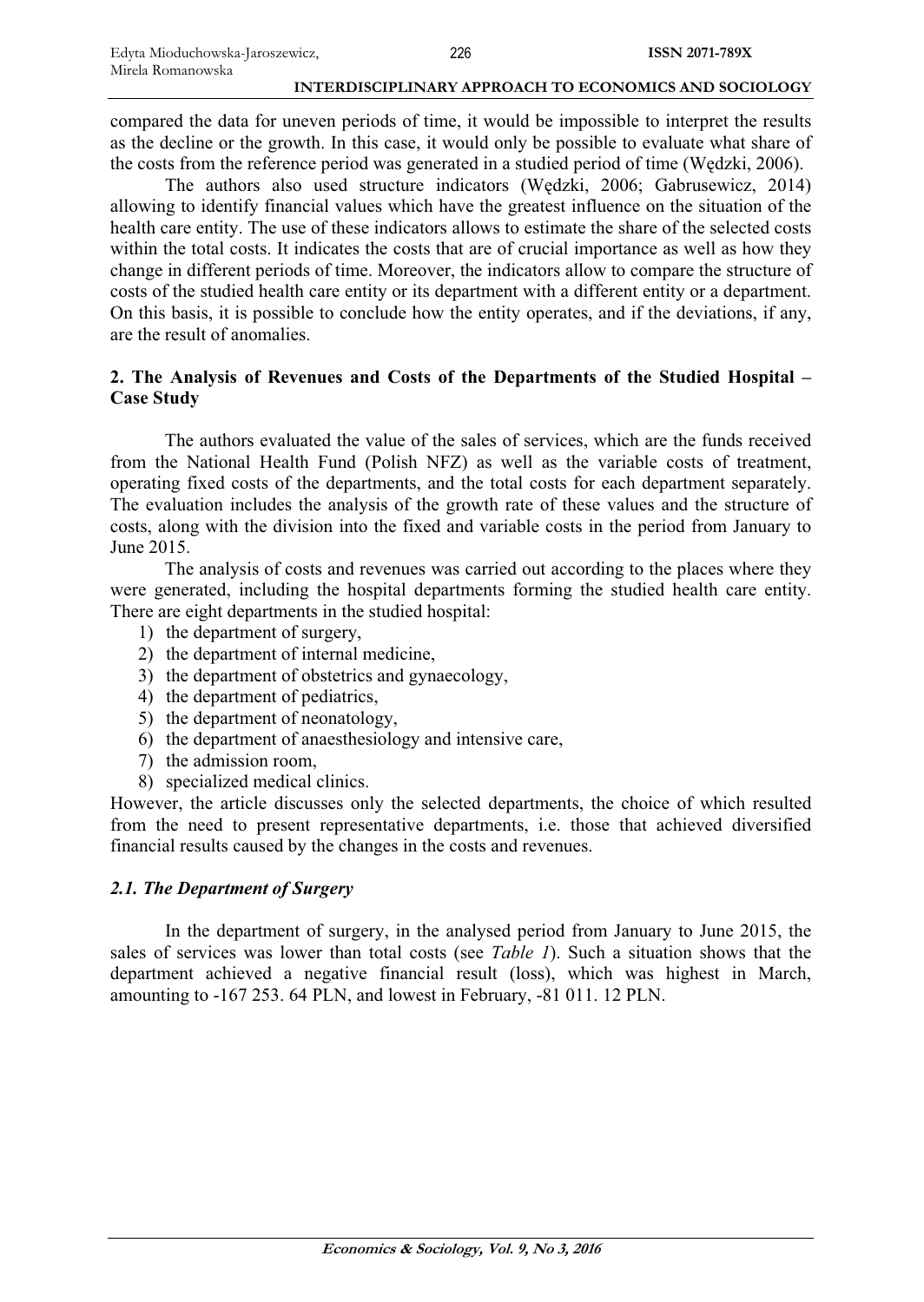compared the data for uneven periods of time, it would be impossible to interpret the results as the decline or the growth. In this case, it would only be possible to evaluate what share of the costs from the reference period was generated in a studied period of time (Wędzki, 2006).

The authors also used structure indicators (Wędzki, 2006; Gabrusewicz, 2014) allowing to identify financial values which have the greatest influence on the situation of the health care entity. The use of these indicators allows to estimate the share of the selected costs within the total costs. It indicates the costs that are of crucial importance as well as how they change in different periods of time. Moreover, the indicators allow to compare the structure of costs of the studied health care entity or its department with a different entity or a department. On this basis, it is possible to conclude how the entity operates, and if the deviations, if any, are the result of anomalies.

## 2. The Analysis of Revenues and Costs of the Departments of the Studied Hospital – Case Study

The authors evaluated the value of the sales of services, which are the funds received from the National Health Fund (Polish NFZ) as well as the variable costs of treatment, operating fixed costs of the departments, and the total costs for each department separately. The evaluation includes the analysis of the growth rate of these values and the structure of costs, along with the division into the fixed and variable costs in the period from January to June 2015.

The analysis of costs and revenues was carried out according to the places where they were generated, including the hospital departments forming the studied health care entity. There are eight departments in the studied hospital:

1) the department of surgery,
2) the department of internal medicine,
3) the department of obstetrics and gynaecology,
4) the department of pediatrics,
5) the department of neonatology,
6) the department of anaesthesiology and intensive care,
7) the admission room,
8) specialized medical clinics.

However, the article discusses only the selected departments, the choice of which resulted from the need to present representative departments, i.e. those that achieved diversified financial results caused by the changes in the costs and revenues.

### *2.1. The Department of Surgery*

In the department of surgery, in the analysed period from January to June 2015, the sales of services was lower than total costs (see *Table 1*). Such a situation shows that the department achieved a negative financial result (loss), which was highest in March, amounting to -167 253. 64 PLN, and lowest in February, -81 011. 12 PLN.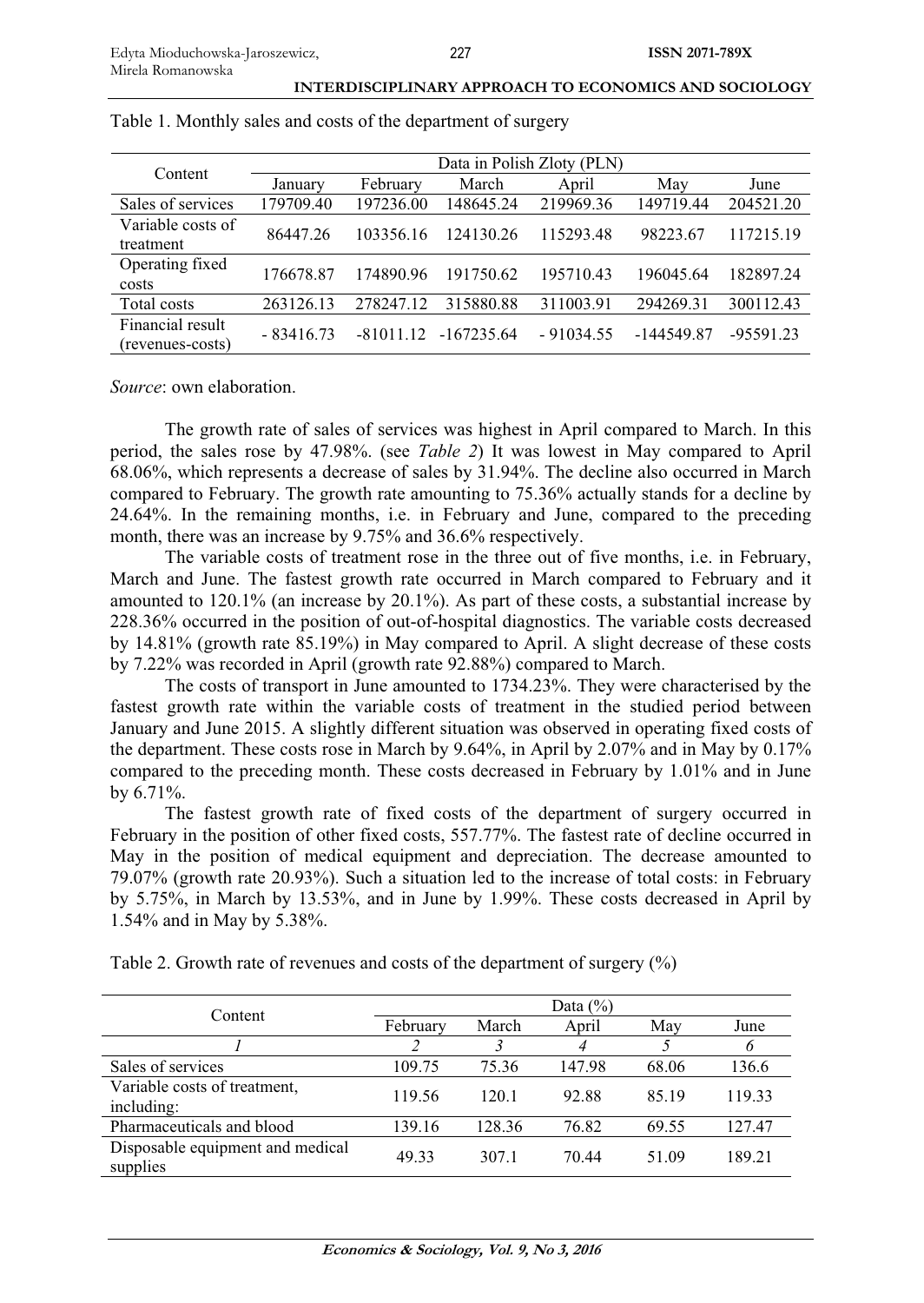Table 1. Monthly sales and costs of the department of surgery

| Content | Data in Polish Zloty (PLN) | | | | | |
|---|---|---|---|---|---|---|
| | January | February | March | April | May | June |
| Sales of services | 179709.40 | 197236.00 | 148645.24 | 219969.36 | 149719.44 | 204521.20 |
| Variable costs of treatment | 86447.26 | 103356.16 | 124130.26 | 115293.48 | 98223.67 | 117215.19 |
| Operating fixed costs | 176678.87 | 174890.96 | 191750.62 | 195710.43 | 196045.64 | 182897.24 |
| Total costs | 263126.13 | 278247.12 | 315880.88 | 311003.91 | 294269.31 | 300112.43 |
| Financial result (revenues-costs) | - 83416.73 | -81011.12 | -167235.64 | - 91034.55 | -144549.87 | -95591.23 |

*Source*: own elaboration.

The growth rate of sales of services was highest in April compared to March. In this period, the sales rose by 47.98%. (see *Table 2*) It was lowest in May compared to April 68.06%, which represents a decrease of sales by 31.94%. The decline also occurred in March compared to February. The growth rate amounting to 75.36% actually stands for a decline by 24.64%. In the remaining months, i.e. in February and June, compared to the preceding month, there was an increase by 9.75% and 36.6% respectively.

The variable costs of treatment rose in the three out of five months, i.e. in February, March and June. The fastest growth rate occurred in March compared to February and it amounted to 120.1% (an increase by 20.1%). As part of these costs, a substantial increase by 228.36% occurred in the position of out-of-hospital diagnostics. The variable costs decreased by 14.81% (growth rate 85.19%) in May compared to April. A slight decrease of these costs by 7.22% was recorded in April (growth rate 92.88%) compared to March.

The costs of transport in June amounted to 1734.23%. They were characterised by the fastest growth rate within the variable costs of treatment in the studied period between January and June 2015. A slightly different situation was observed in operating fixed costs of the department. These costs rose in March by 9.64%, in April by 2.07% and in May by 0.17% compared to the preceding month. These costs decreased in February by 1.01% and in June by 6.71%.

The fastest growth rate of fixed costs of the department of surgery occurred in February in the position of other fixed costs, 557.77%. The fastest rate of decline occurred in May in the position of medical equipment and depreciation. The decrease amounted to 79.07% (growth rate 20.93%). Such a situation led to the increase of total costs: in February by 5.75%, in March by 13.53%, and in June by 1.99%. These costs decreased in April by 1.54% and in May by 5.38%.

Table 2. Growth rate of revenues and costs of the department of surgery (%)

| Content | Data (%) | | | | |
|---|---|---|---|---|---|
| | February | March | April | May | June |
| *1* | *2* | *3* | *4* | *5* | *6* |
| Sales of services | 109.75 | 75.36 | 147.98 | 68.06 | 136.6 |
| Variable costs of treatment, including: | 119.56 | 120.1 | 92.88 | 85.19 | 119.33 |
| Pharmaceuticals and blood | 139.16 | 128.36 | 76.82 | 69.55 | 127.47 |
| Disposable equipment and medical supplies | 49.33 | 307.1 | 70.44 | 51.09 | 189.21 |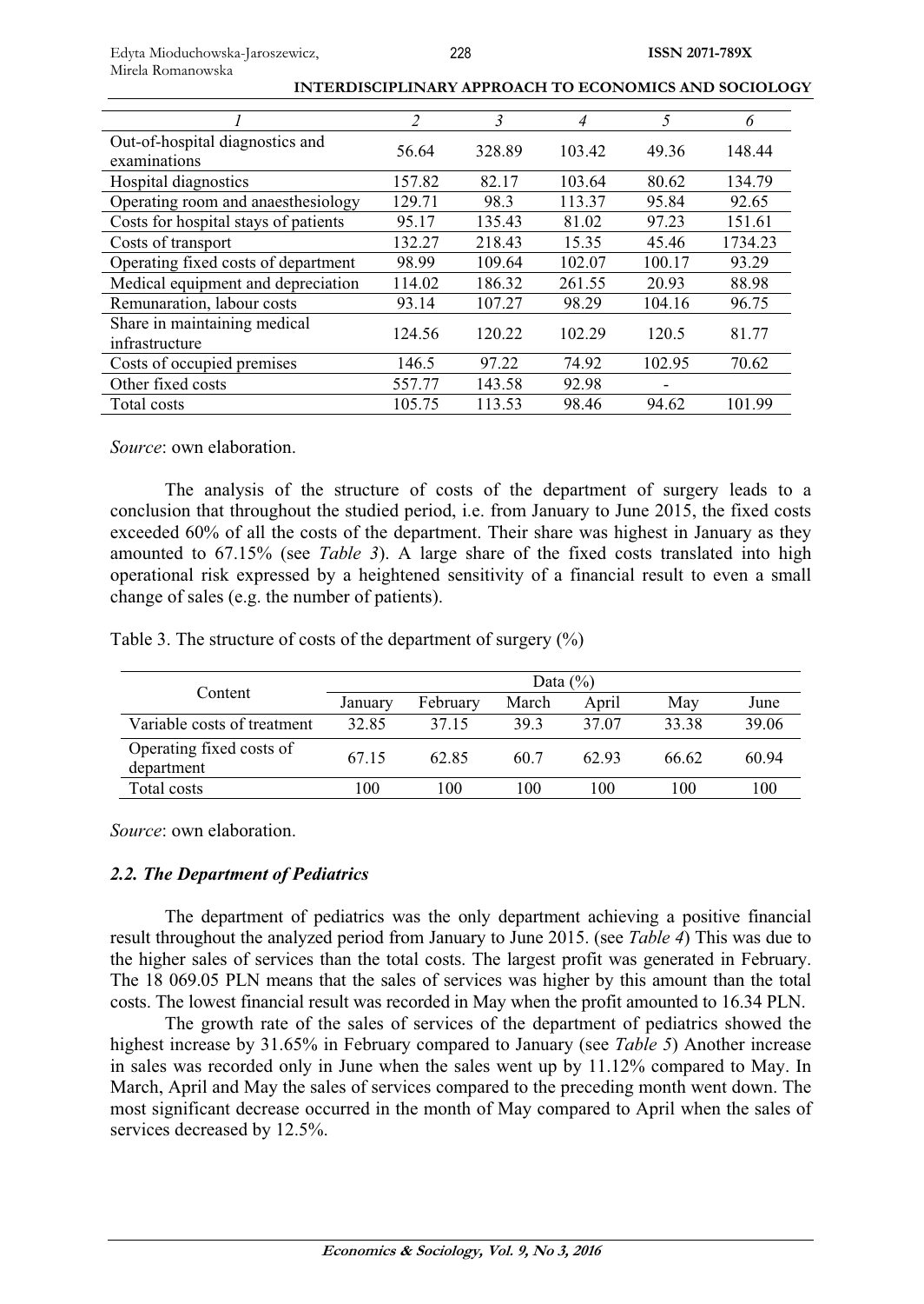| 1 | 2 | 3 | 4 | 5 | 6 |
|---|---|---|---|---|---|
| Out-of-hospital diagnostics and examinations | 56.64 | 328.89 | 103.42 | 49.36 | 148.44 |
| Hospital diagnostics | 157.82 | 82.17 | 103.64 | 80.62 | 134.79 |
| Operating room and anaesthesiology | 129.71 | 98.3 | 113.37 | 95.84 | 92.65 |
| Costs for hospital stays of patients | 95.17 | 135.43 | 81.02 | 97.23 | 151.61 |
| Costs of transport | 132.27 | 218.43 | 15.35 | 45.46 | 1734.23 |
| Operating fixed costs of department | 98.99 | 109.64 | 102.07 | 100.17 | 93.29 |
| Medical equipment and depreciation | 114.02 | 186.32 | 261.55 | 20.93 | 88.98 |
| Remunaration, labour costs | 93.14 | 107.27 | 98.29 | 104.16 | 96.75 |
| Share in maintaining medical infrastructure | 124.56 | 120.22 | 102.29 | 120.5 | 81.77 |
| Costs of occupied premises | 146.5 | 97.22 | 74.92 | 102.95 | 70.62 |
| Other fixed costs | 557.77 | 143.58 | 92.98 | - | |
| Total costs | 105.75 | 113.53 | 98.46 | 94.62 | 101.99 |

*Source*: own elaboration.

The analysis of the structure of costs of the department of surgery leads to a conclusion that throughout the studied period, i.e. from January to June 2015, the fixed costs exceeded 60% of all the costs of the department. Their share was highest in January as they amounted to 67.15% (see *Table 3*). A large share of the fixed costs translated into high operational risk expressed by a heightened sensitivity of a financial result to even a small change of sales (e.g. the number of patients).

Table 3. The structure of costs of the department of surgery (%)

| Content | Data (%) | | | | | |
|---|---|---|---|---|---|---|
| | January | February | March | April | May | June |
| Variable costs of treatment | 32.85 | 37.15 | 39.3 | 37.07 | 33.38 | 39.06 |
| Operating fixed costs of department | 67.15 | 62.85 | 60.7 | 62.93 | 66.62 | 60.94 |
| Total costs | 100 | 100 | 100 | 100 | 100 | 100 |

*Source*: own elaboration.

### *2.2. The Department of Pediatrics*

The department of pediatrics was the only department achieving a positive financial result throughout the analyzed period from January to June 2015. (see *Table 4*) This was due to the higher sales of services than the total costs. The largest profit was generated in February. The 18 069.05 PLN means that the sales of services was higher by this amount than the total costs. The lowest financial result was recorded in May when the profit amounted to 16.34 PLN.

The growth rate of the sales of services of the department of pediatrics showed the highest increase by 31.65% in February compared to January (see *Table 5*) Another increase in sales was recorded only in June when the sales went up by 11.12% compared to May. In March, April and May the sales of services compared to the preceding month went down. The most significant decrease occurred in the month of May compared to April when the sales of services decreased by 12.5%.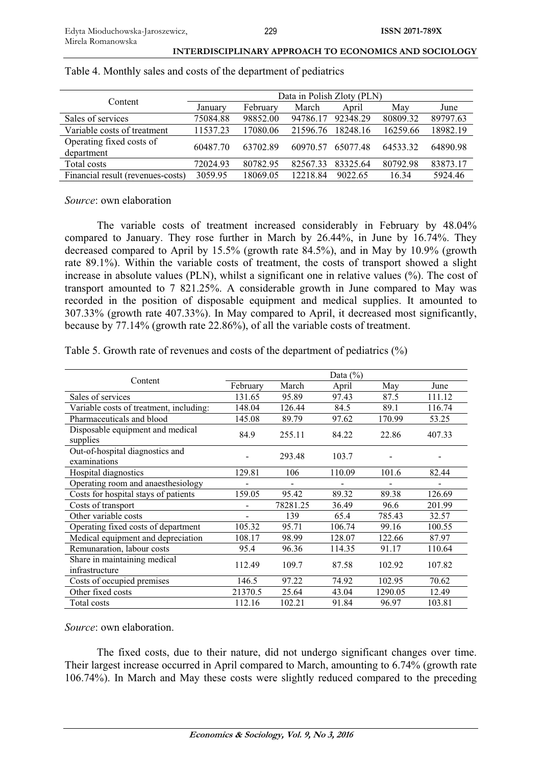Table 4. Monthly sales and costs of the department of pediatrics

| Content | Data in Polish Zloty (PLN) | | | | | |
|---|---|---|---|---|---|---|
| | January | February | March | April | May | June |
| Sales of services | 75084.88 | 98852.00 | 94786.17 | 92348.29 | 80809.32 | 89797.63 |
| Variable costs of treatment | 11537.23 | 17080.06 | 21596.76 | 18248.16 | 16259.66 | 18982.19 |
| Operating fixed costs of department | 60487.70 | 63702.89 | 60970.57 | 65077.48 | 64533.32 | 64890.98 |
| Total costs | 72024.93 | 80782.95 | 82567.33 | 83325.64 | 80792.98 | 83873.17 |
| Financial result (revenues-costs) | 3059.95 | 18069.05 | 12218.84 | 9022.65 | 16.34 | 5924.46 |

*Source*: own elaboration

The variable costs of treatment increased considerably in February by 48.04% compared to January. They rose further in March by 26.44%, in June by 16.74%. They decreased compared to April by 15.5% (growth rate 84.5%), and in May by 10.9% (growth rate 89.1%). Within the variable costs of treatment, the costs of transport showed a slight increase in absolute values (PLN), whilst a significant one in relative values (%). The cost of transport amounted to 7 821.25%. A considerable growth in June compared to May was recorded in the position of disposable equipment and medical supplies. It amounted to 307.33% (growth rate 407.33%). In May compared to April, it decreased most significantly, because by 77.14% (growth rate 22.86%), of all the variable costs of treatment.

Table 5. Growth rate of revenues and costs of the department of pediatrics (%)

| Content | Data (%) | | | | |
|---|---|---|---|---|---|
| | February | March | April | May | June |
| Sales of services | 131.65 | 95.89 | 97.43 | 87.5 | 111.12 |
| Variable costs of treatment, including: | 148.04 | 126.44 | 84.5 | 89.1 | 116.74 |
| Pharmaceuticals and blood | 145.08 | 89.79 | 97.62 | 170.99 | 53.25 |
| Disposable equipment and medical supplies | 84.9 | 255.11 | 84.22 | 22.86 | 407.33 |
| Out-of-hospital diagnostics and examinations | - | 293.48 | 103.7 | - | - |
| Hospital diagnostics | 129.81 | 106 | 110.09 | 101.6 | 82.44 |
| Operating room and anaesthesiology | - | - | - | - | - |
| Costs for hospital stays of patients | 159.05 | 95.42 | 89.32 | 89.38 | 126.69 |
| Costs of transport | - | 78281.25 | 36.49 | 96.6 | 201.99 |
| Other variable costs | - | 139 | 65.4 | 785.43 | 32.57 |
| Operating fixed costs of department | 105.32 | 95.71 | 106.74 | 99.16 | 100.55 |
| Medical equipment and depreciation | 108.17 | 98.99 | 128.07 | 122.66 | 87.97 |
| Remunaration, labour costs | 95.4 | 96.36 | 114.35 | 91.17 | 110.64 |
| Share in maintaining medical infrastructure | 112.49 | 109.7 | 87.58 | 102.92 | 107.82 |
| Costs of occupied premises | 146.5 | 97.22 | 74.92 | 102.95 | 70.62 |
| Other fixed costs | 21370.5 | 25.64 | 43.04 | 1290.05 | 12.49 |
| Total costs | 112.16 | 102.21 | 91.84 | 96.97 | 103.81 |

*Source*: own elaboration.

The fixed costs, due to their nature, did not undergo significant changes over time. Their largest increase occurred in April compared to March, amounting to 6.74% (growth rate 106.74%). In March and May these costs were slightly reduced compared to the preceding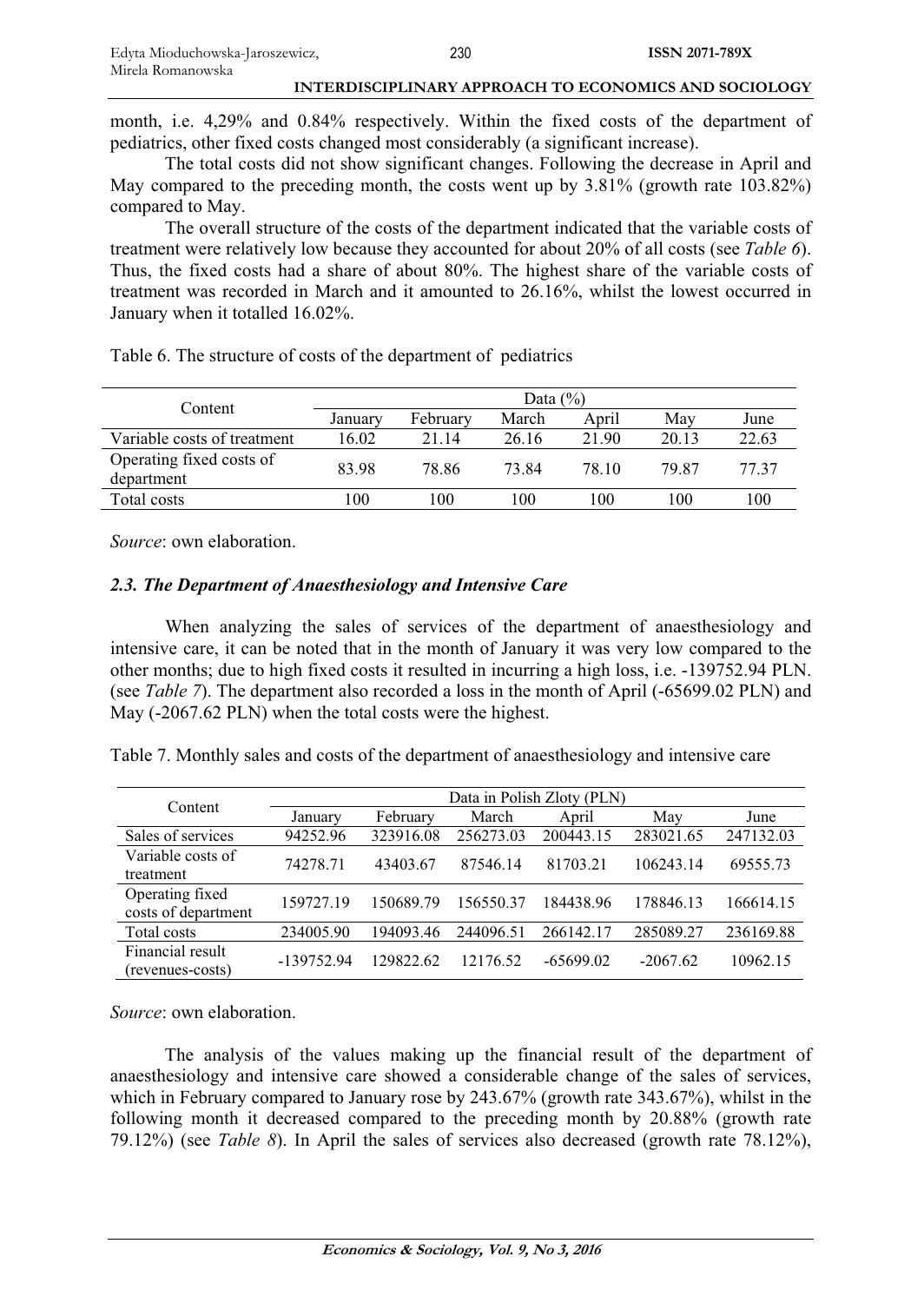month, i.e. 4,29% and 0.84% respectively. Within the fixed costs of the department of pediatrics, other fixed costs changed most considerably (a significant increase).

The total costs did not show significant changes. Following the decrease in April and May compared to the preceding month, the costs went up by 3.81% (growth rate 103.82%) compared to May.

The overall structure of the costs of the department indicated that the variable costs of treatment were relatively low because they accounted for about 20% of all costs (see *Table 6*). Thus, the fixed costs had a share of about 80%. The highest share of the variable costs of treatment was recorded in March and it amounted to 26.16%, whilst the lowest occurred in January when it totalled 16.02%.

Table 6. The structure of costs of the department of pediatrics

| Content | Data (%) | | | | | |
|---|---|---|---|---|---|---|
| | January | February | March | April | May | June |
| Variable costs of treatment | 16.02 | 21.14 | 26.16 | 21.90 | 20.13 | 22.63 |
| Operating fixed costs of department | 83.98 | 78.86 | 73.84 | 78.10 | 79.87 | 77.37 |
| Total costs | 100 | 100 | 100 | 100 | 100 | 100 |

*Source*: own elaboration.

### *2.3. The Department of Anaesthesiology and Intensive Care*

When analyzing the sales of services of the department of anaesthesiology and intensive care, it can be noted that in the month of January it was very low compared to the other months; due to high fixed costs it resulted in incurring a high loss, i.e. -139752.94 PLN. (see *Table 7*). The department also recorded a loss in the month of April (-65699.02 PLN) and May (-2067.62 PLN) when the total costs were the highest.

Table 7. Monthly sales and costs of the department of anaesthesiology and intensive care

| Content | Data in Polish Zloty (PLN) | | | | | |
|---|---|---|---|---|---|---|
| | January | February | March | April | May | June |
| Sales of services | 94252.96 | 323916.08 | 256273.03 | 200443.15 | 283021.65 | 247132.03 |
| Variable costs of treatment | 74278.71 | 43403.67 | 87546.14 | 81703.21 | 106243.14 | 69555.73 |
| Operating fixed costs of department | 159727.19 | 150689.79 | 156550.37 | 184438.96 | 178846.13 | 166614.15 |
| Total costs | 234005.90 | 194093.46 | 244096.51 | 266142.17 | 285089.27 | 236169.88 |
| Financial result (revenues-costs) | -139752.94 | 129822.62 | 12176.52 | -65699.02 | -2067.62 | 10962.15 |

*Source*: own elaboration.

The analysis of the values making up the financial result of the department of anaesthesiology and intensive care showed a considerable change of the sales of services, which in February compared to January rose by 243.67% (growth rate 343.67%), whilst in the following month it decreased compared to the preceding month by 20.88% (growth rate 79.12%) (see *Table 8*). In April the sales of services also decreased (growth rate 78.12%),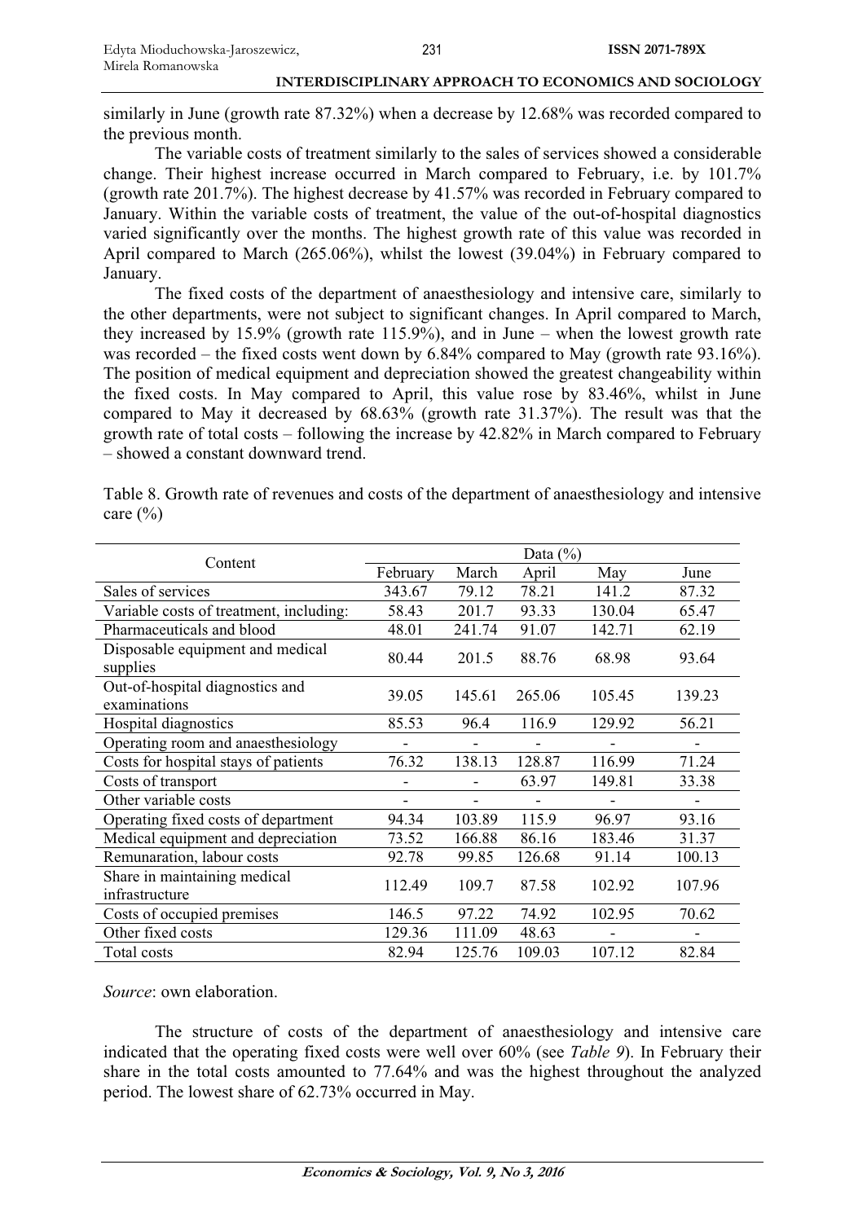similarly in June (growth rate 87.32%) when a decrease by 12.68% was recorded compared to the previous month.

The variable costs of treatment similarly to the sales of services showed a considerable change. Their highest increase occurred in March compared to February, i.e. by 101.7% (growth rate 201.7%). The highest decrease by 41.57% was recorded in February compared to January. Within the variable costs of treatment, the value of the out-of-hospital diagnostics varied significantly over the months. The highest growth rate of this value was recorded in April compared to March (265.06%), whilst the lowest (39.04%) in February compared to January.

The fixed costs of the department of anaesthesiology and intensive care, similarly to the other departments, were not subject to significant changes. In April compared to March, they increased by 15.9% (growth rate 115.9%), and in June – when the lowest growth rate was recorded – the fixed costs went down by 6.84% compared to May (growth rate 93.16%). The position of medical equipment and depreciation showed the greatest changeability within the fixed costs. In May compared to April, this value rose by 83.46%, whilst in June compared to May it decreased by 68.63% (growth rate 31.37%). The result was that the growth rate of total costs – following the increase by 42.82% in March compared to February – showed a constant downward trend.

Table 8. Growth rate of revenues and costs of the department of anaesthesiology and intensive care (%)

| Content | Data (%) | | | | |
|---|---|---|---|---|---|
| | February | March | April | May | June |
| Sales of services | 343.67 | 79.12 | 78.21 | 141.2 | 87.32 |
| Variable costs of treatment, including: | 58.43 | 201.7 | 93.33 | 130.04 | 65.47 |
| Pharmaceuticals and blood | 48.01 | 241.74 | 91.07 | 142.71 | 62.19 |
| Disposable equipment and medical supplies | 80.44 | 201.5 | 88.76 | 68.98 | 93.64 |
| Out-of-hospital diagnostics and examinations | 39.05 | 145.61 | 265.06 | 105.45 | 139.23 |
| Hospital diagnostics | 85.53 | 96.4 | 116.9 | 129.92 | 56.21 |
| Operating room and anaesthesiology | - | - | - | - | - |
| Costs for hospital stays of patients | 76.32 | 138.13 | 128.87 | 116.99 | 71.24 |
| Costs of transport | - | - | 63.97 | 149.81 | 33.38 |
| Other variable costs | - | - | - | - | - |
| Operating fixed costs of department | 94.34 | 103.89 | 115.9 | 96.97 | 93.16 |
| Medical equipment and depreciation | 73.52 | 166.88 | 86.16 | 183.46 | 31.37 |
| Remunaration, labour costs | 92.78 | 99.85 | 126.68 | 91.14 | 100.13 |
| Share in maintaining medical infrastructure | 112.49 | 109.7 | 87.58 | 102.92 | 107.96 |
| Costs of occupied premises | 146.5 | 97.22 | 74.92 | 102.95 | 70.62 |
| Other fixed costs | 129.36 | 111.09 | 48.63 | - | - |
| Total costs | 82.94 | 125.76 | 109.03 | 107.12 | 82.84 |

*Source*: own elaboration.

The structure of costs of the department of anaesthesiology and intensive care indicated that the operating fixed costs were well over 60% (see *Table 9*). In February their share in the total costs amounted to 77.64% and was the highest throughout the analyzed period. The lowest share of 62.73% occurred in May.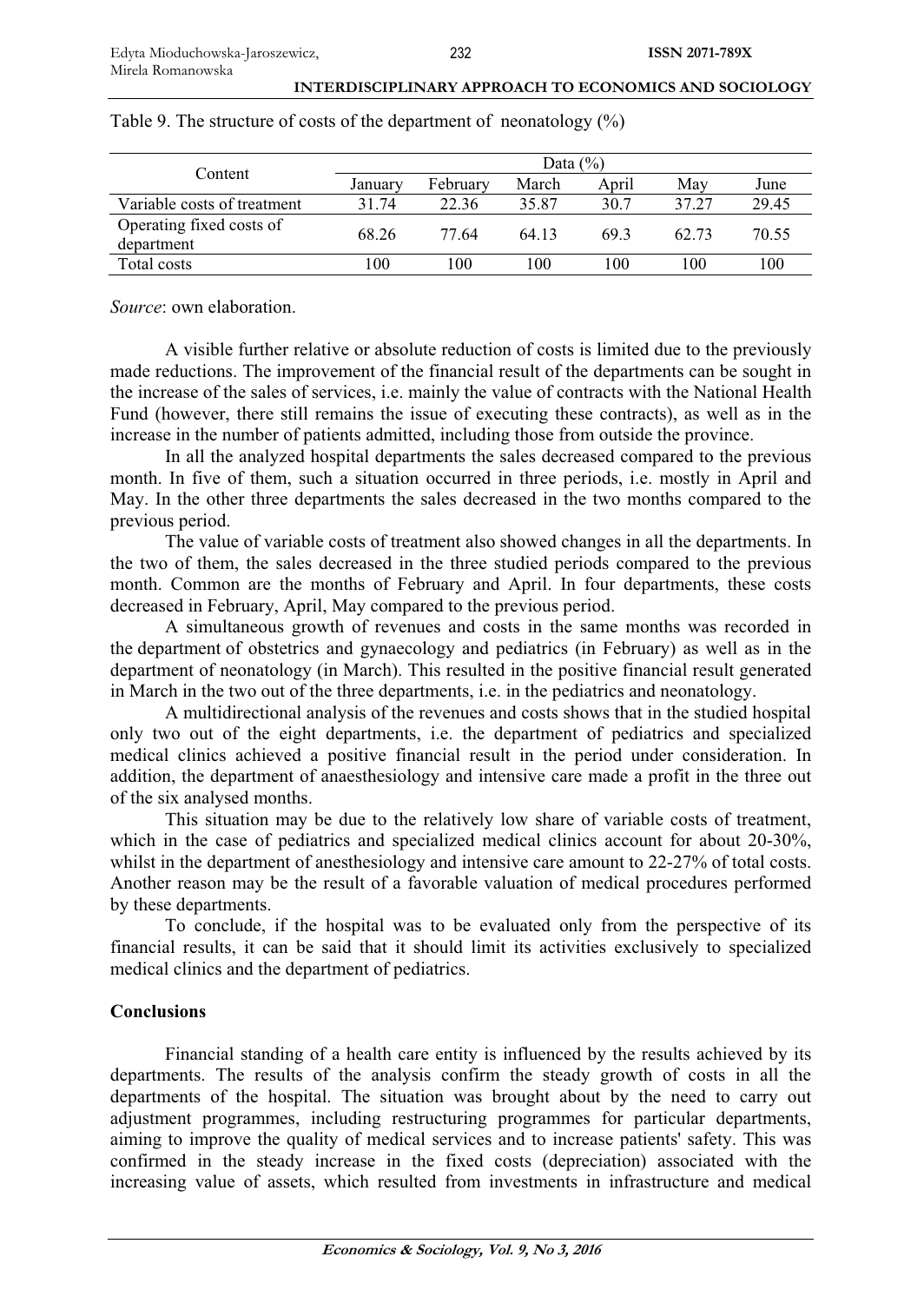Table 9. The structure of costs of the department of neonatology (%)

| Content | Data (%) | | | | | |
|---|---|---|---|---|---|---|
| | January | February | March | April | May | June |
| Variable costs of treatment | 31.74 | 22.36 | 35.87 | 30.7 | 37.27 | 29.45 |
| Operating fixed costs of department | 68.26 | 77.64 | 64.13 | 69.3 | 62.73 | 70.55 |
| Total costs | 100 | 100 | 100 | 100 | 100 | 100 |

*Source*: own elaboration.

A visible further relative or absolute reduction of costs is limited due to the previously made reductions. The improvement of the financial result of the departments can be sought in the increase of the sales of services, i.e. mainly the value of contracts with the National Health Fund (however, there still remains the issue of executing these contracts), as well as in the increase in the number of patients admitted, including those from outside the province.

In all the analyzed hospital departments the sales decreased compared to the previous month. In five of them, such a situation occurred in three periods, i.e. mostly in April and May. In the other three departments the sales decreased in the two months compared to the previous period.

The value of variable costs of treatment also showed changes in all the departments. In the two of them, the sales decreased in the three studied periods compared to the previous month. Common are the months of February and April. In four departments, these costs decreased in February, April, May compared to the previous period.

A simultaneous growth of revenues and costs in the same months was recorded in the department of obstetrics and gynaecology and pediatrics (in February) as well as in the department of neonatology (in March). This resulted in the positive financial result generated in March in the two out of the three departments, i.e. in the pediatrics and neonatology.

A multidirectional analysis of the revenues and costs shows that in the studied hospital only two out of the eight departments, i.e. the department of pediatrics and specialized medical clinics achieved a positive financial result in the period under consideration. In addition, the department of anaesthesiology and intensive care made a profit in the three out of the six analysed months.

This situation may be due to the relatively low share of variable costs of treatment, which in the case of pediatrics and specialized medical clinics account for about 20-30%, whilst in the department of anesthesiology and intensive care amount to 22-27% of total costs. Another reason may be the result of a favorable valuation of medical procedures performed by these departments.

To conclude, if the hospital was to be evaluated only from the perspective of its financial results, it can be said that it should limit its activities exclusively to specialized medical clinics and the department of pediatrics.

## Conclusions

Financial standing of a health care entity is influenced by the results achieved by its departments. The results of the analysis confirm the steady growth of costs in all the departments of the hospital. The situation was brought about by the need to carry out adjustment programmes, including restructuring programmes for particular departments, aiming to improve the quality of medical services and to increase patients' safety. This was confirmed in the steady increase in the fixed costs (depreciation) associated with the increasing value of assets, which resulted from investments in infrastructure and medical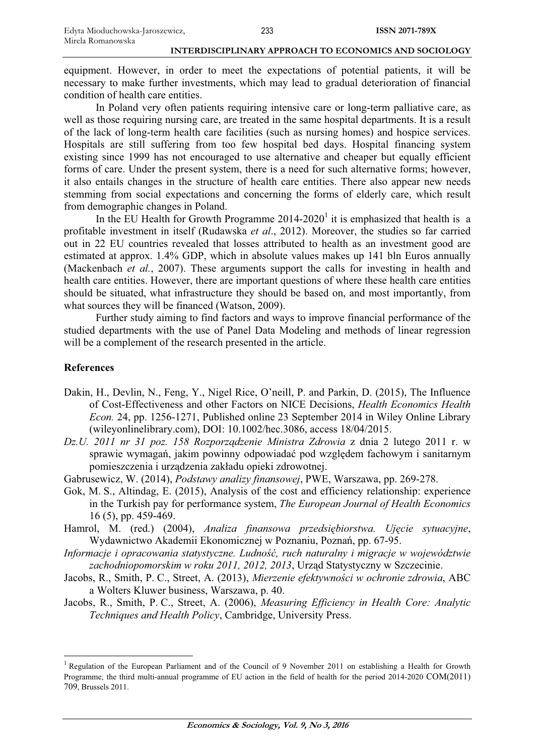equipment. However, in order to meet the expectations of potential patients, it will be necessary to make further investments, which may lead to gradual deterioration of financial condition of health care entities.

In Poland very often patients requiring intensive care or long-term palliative care, as well as those requiring nursing care, are treated in the same hospital departments. It is a result of the lack of long-term health care facilities (such as nursing homes) and hospice services. Hospitals are still suffering from too few hospital bed days. Hospital financing system existing since 1999 has not encouraged to use alternative and cheaper but equally efficient forms of care. Under the present system, there is a need for such alternative forms; however, it also entails changes in the structure of health care entities. There also appear new needs stemming from social expectations and concerning the forms of elderly care, which result from demographic changes in Poland.

In the EU Health for Growth Programme 2014-2020[1] it is emphasized that health is a profitable investment in itself (Rudawska *et al*., 2012). Moreover, the studies so far carried out in 22 EU countries revealed that losses attributed to health as an investment good are estimated at approx. 1.4% GDP, which in absolute values makes up 141 bln Euros annually (Mackenbach *et al.*, 2007). These arguments support the calls for investing in health and health care entities. However, there are important questions of where these health care entities should be situated, what infrastructure they should be based on, and most importantly, from what sources they will be financed (Watson, 2009).

Further study aiming to find factors and ways to improve financial performance of the studied departments with the use of Panel Data Modeling and methods of linear regression will be a complement of the research presented in the article.

## References

Dakin, H., Devlin, N., Feng, Y., Nigel Rice, O'neill, P. and Parkin, D. (2015), The Influence of Cost-Effectiveness and other Factors on NICE Decisions, *Health Economics Health Econ.* 24, pp. 1256-1271, Published online 23 September 2014 in Wiley Online Library (wileyonlinelibrary.com), DOI: 10.1002/hec.3086, access 18/04/2015.

*Dz.U. 2011 nr 31 poz. 158 Rozporządzenie Ministra Zdrowia* z dnia 2 lutego 2011 r. w sprawie wymagań, jakim powinny odpowiadać pod względem fachowym i sanitarnym pomieszczenia i urządzenia zakładu opieki zdrowotnej.

Gabrusewicz, W. (2014), *Podstawy analizy finansowej*, PWE, Warszawa, pp. 269-278.

Gok, M. S., Altindag, E. (2015), Analysis of the cost and efficiency relationship: experience in the Turkish pay for performance system, *The European Journal of Health Economics* 16 (5), pp. 459-469.

Hamrol, M. (red.) (2004), *Analiza finansowa przedsiębiorstwa. Ujęcie sytuacyjne*, Wydawnictwo Akademii Ekonomicznej w Poznaniu, Poznań, pp. 67-95.

*Informacje i opracowania statystyczne. Ludność, ruch naturalny i migracje w województwie zachodniopomorskim w roku 2011, 2012, 2013*, Urząd Statystyczny w Szczecinie.

Jacobs, R., Smith, P. C., Street, A. (2013), *Mierzenie efektywności w ochronie zdrowia*, ABC a Wolters Kluwer business, Warszawa, p. 40.

Jacobs, R., Smith, P. C., Street, A. (2006), *Measuring Efficiency in Health Core: Analytic Techniques and Health Policy*, Cambridge, University Press.

---

[1] Regulation of the European Parliament and of the Council of 9 November 2011 on establishing a Health for Growth Programme, the third multi-annual programme of EU action in the field of health for the period 2014-2020 COM(2011) 709, Brussels 2011.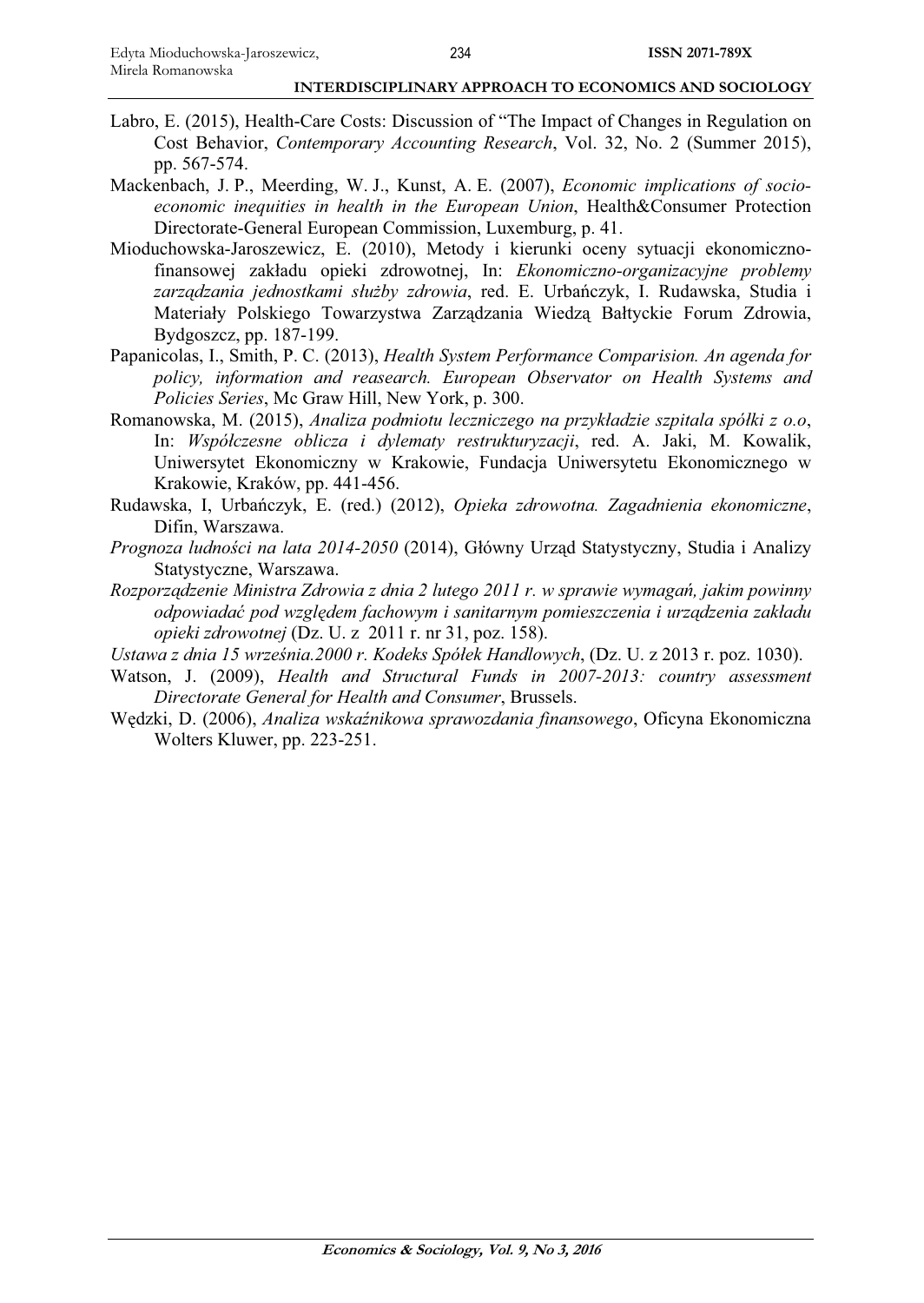Labro, E. (2015), Health-Care Costs: Discussion of "The Impact of Changes in Regulation on Cost Behavior, *Contemporary Accounting Research*, Vol. 32, No. 2 (Summer 2015), pp. 567-574.

Mackenbach, J. P., Meerding, W. J., Kunst, A. E. (2007), *Economic implications of socio-economic inequities in health in the European Union*, Health&Consumer Protection Directorate-General European Commission, Luxemburg, p. 41.

Mioduchowska-Jaroszewicz, E. (2010), Metody i kierunki oceny sytuacji ekonomiczno-finansowej zakładu opieki zdrowotnej, In: *Ekonomiczno-organizacyjne problemy zarządzania jednostkami służby zdrowia*, red. E. Urbańczyk, I. Rudawska, Studia i Materiały Polskiego Towarzystwa Zarządzania Wiedzą Bałtyckie Forum Zdrowia, Bydgoszcz, pp. 187-199.

Papanicolas, I., Smith, P. C. (2013), *Health System Performance Comparision. An agenda for policy, information and reasearch. European Observator on Health Systems and Policies Series*, Mc Graw Hill, New York, p. 300.

Romanowska, M. (2015), *Analiza podmiotu leczniczego na przykładzie szpitala spółki z o.o*, In: *Współczesne oblicza i dylematy restrukturyzacji*, red. A. Jaki, M. Kowalik, Uniwersytet Ekonomiczny w Krakowie, Fundacja Uniwersytetu Ekonomicznego w Krakowie, Kraków, pp. 441-456.

Rudawska, I, Urbańczyk, E. (red.) (2012), *Opieka zdrowotna. Zagadnienia ekonomiczne*, Difin, Warszawa.

*Prognoza ludności na lata 2014-2050* (2014), Główny Urząd Statystyczny, Studia i Analizy Statystyczne, Warszawa.

*Rozporządzenie Ministra Zdrowia z dnia 2 lutego 2011 r. w sprawie wymagań, jakim powinny odpowiadać pod względem fachowym i sanitarnym pomieszczenia i urządzenia zakładu opieki zdrowotnej* (Dz. U. z 2011 r. nr 31, poz. 158).

*Ustawa z dnia 15 września.2000 r. Kodeks Spółek Handlowych*, (Dz. U. z 2013 r. poz. 1030).

Watson, J. (2009), *Health and Structural Funds in 2007-2013: country assessment Directorate General for Health and Consumer*, Brussels.

Wędzki, D. (2006), *Analiza wskaźnikowa sprawozdania finansowego*, Oficyna Ekonomiczna Wolters Kluwer, pp. 223-251.